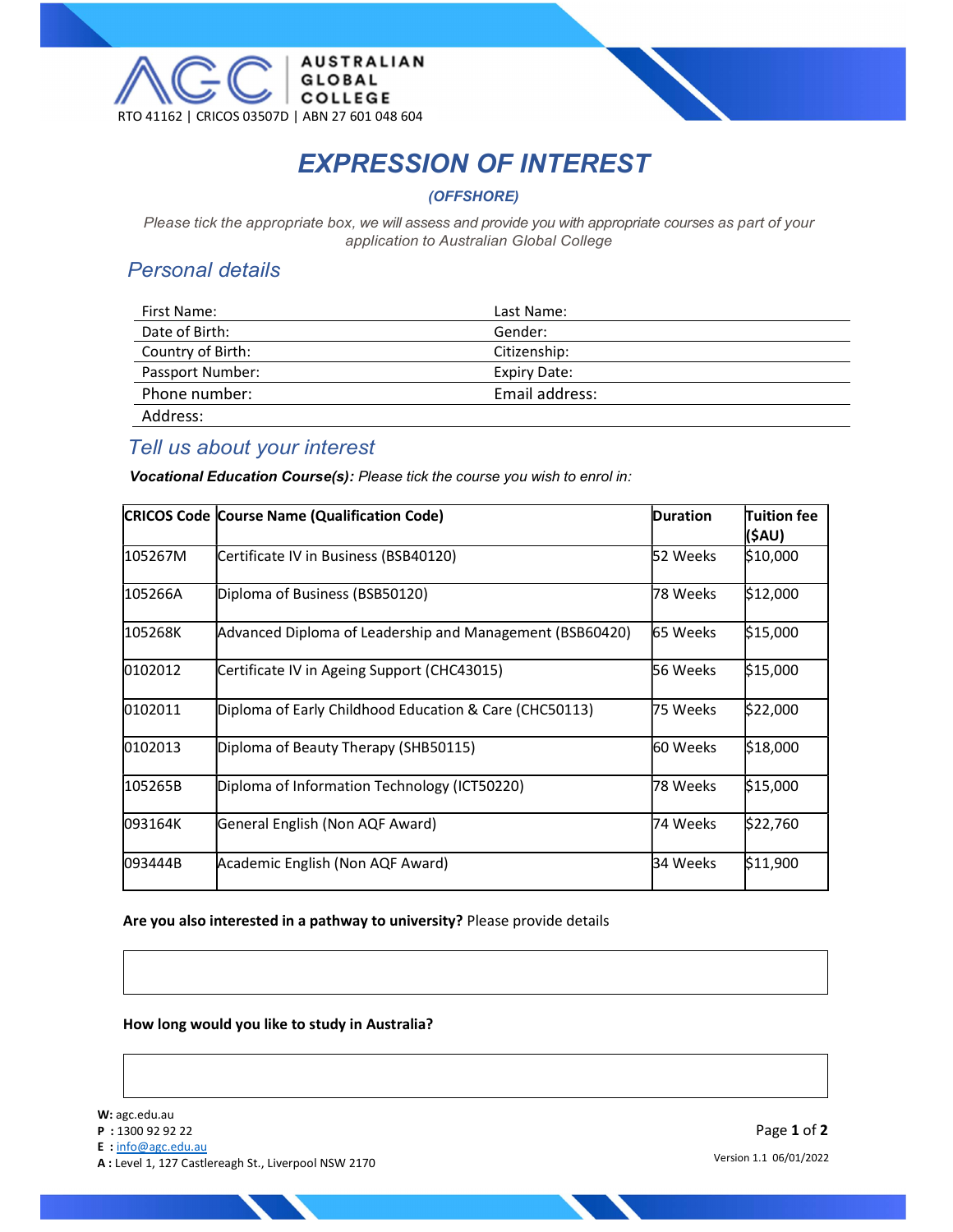AUSTRALIAN GLOBAL COLLEGE

RTO 41162 | CRICOS 03507D | ABN 27 601 048 604

# EXPRESSION OF INTEREST

***(OFFSHORE)***

*Please tick the appropriate box, we will assess and provide you with appropriate courses as part of your application to Australian Global College*

## *Personal details*

| First Name: | Last Name: |
|---|---|
| Date of Birth: | Gender: |
| Country of Birth: | Citizenship: |
| Passport Number: | Expiry Date: |
| Phone number: | Email address: |
| Address: | |

## *Tell us about your interest*

***Vocational Education Course(s):*** *Please tick the course you wish to enrol in:*

| CRICOS Code | Course Name (Qualification Code) | Duration | Tuition fee ($AU) |
|---|---|---|---|
| 105267M | Certificate IV in Business (BSB40120) | 52 Weeks | $10,000 |
| 105266A | Diploma of Business (BSB50120) | 78 Weeks | $12,000 |
| 105268K | Advanced Diploma of Leadership and Management (BSB60420) | 65 Weeks | $15,000 |
| 0102012 | Certificate IV in Ageing Support (CHC43015) | 56 Weeks | $15,000 |
| 0102011 | Diploma of Early Childhood Education & Care (CHC50113) | 75 Weeks | $22,000 |
| 0102013 | Diploma of Beauty Therapy (SHB50115) | 60 Weeks | $18,000 |
| 105265B | Diploma of Information Technology (ICT50220) | 78 Weeks | $15,000 |
| 093164K | General English (Non AQF Award) | 74 Weeks | $22,760 |
| 093444B | Academic English (Non AQF Award) | 34 Weeks | $11,900 |

**Are you also interested in a pathway to university?** Please provide details

**How long would you like to study in Australia?**

**W:** agc.edu.au
**P :** 1300 92 92 22
**E :** info@agc.edu.au
**A :** Level 1, 127 Castlereagh St., Liverpool NSW 2170

Version 1.1 06/01/2022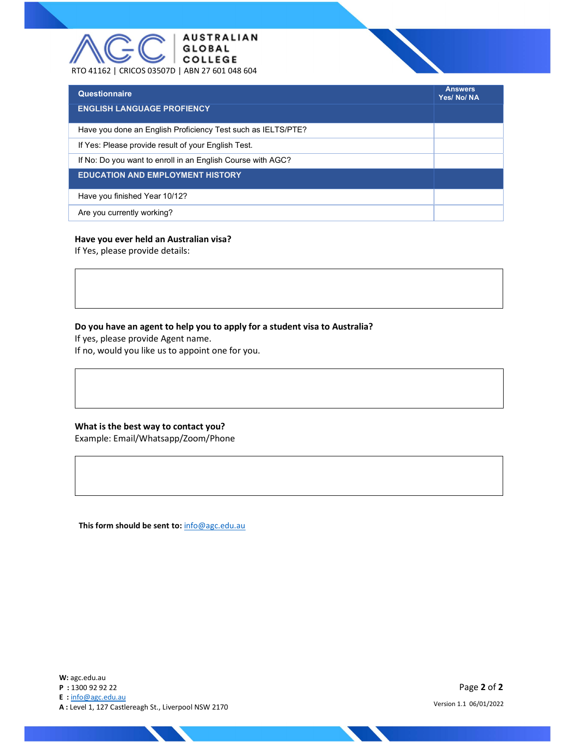AUSTRALIAN GLOBAL COLLEGE

RTO 41162 | CRICOS 03507D | ABN 27 601 048 604

| Questionnaire | Answers Yes/ No/ NA |
|---|---|
| **ENGLISH LANGUAGE PROFIENCY** | |
| Have you done an English Proficiency Test such as IELTS/PTE? | |
| If Yes: Please provide result of your English Test. | |
| If No: Do you want to enroll in an English Course with AGC? | |
| **EDUCATION AND EMPLOYMENT HISTORY** | |
| Have you finished Year 10/12? | |
| Are you currently working? | |

**Have you ever held an Australian visa?**
If Yes, please provide details:

**Do you have an agent to help you to apply for a student visa to Australia?**
If yes, please provide Agent name.
If no, would you like us to appoint one for you.

**What is the best way to contact you?**
Example: Email/Whatsapp/Zoom/Phone

**This form should be sent to:** info@agc.edu.au

**W:** agc.edu.au
**P :** 1300 92 92 22
**E :** info@agc.edu.au
**A :** Level 1, 127 Castlereagh St., Liverpool NSW 2170

Version 1.1 06/01/2022